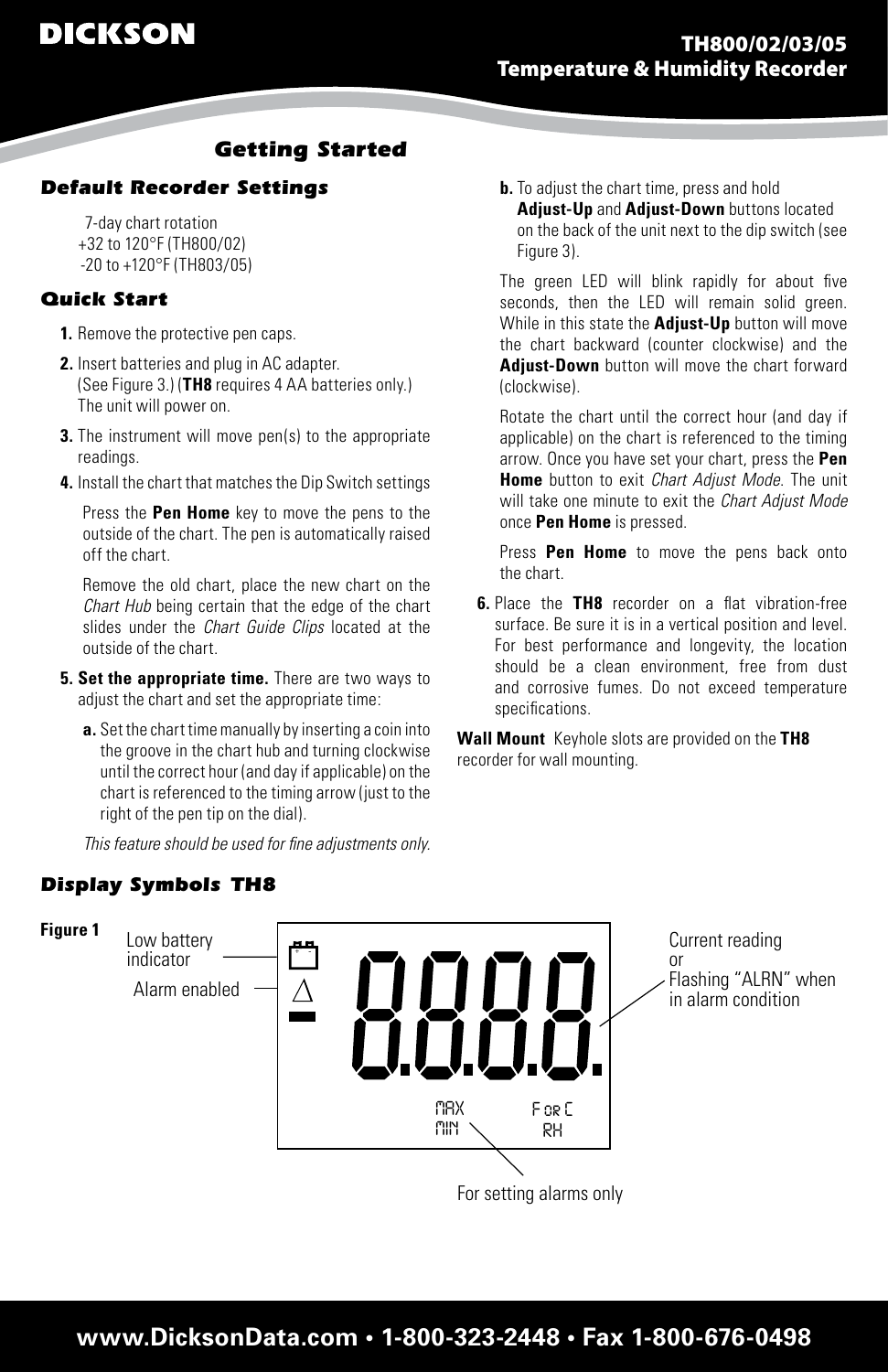# Getting Started

## Default Recorder Settings

7-day chart rotation
+32 to 120°F (TH800/02)
-20 to +120°F (TH803/05)

## Quick Start

1. Remove the protective pen caps.
2. Insert batteries and plug in AC adapter. (See Figure 3.) (**TH8** requires 4 AA batteries only.) The unit will power on.
3. The instrument will move pen(s) to the appropriate readings.
4. Install the chart that matches the Dip Switch settings

   Press the **Pen Home** key to move the pens to the outside of the chart. The pen is automatically raised off the chart.

   Remove the old chart, place the new chart on the *Chart Hub* being certain that the edge of the chart slides under the *Chart Guide Clips* located at the outside of the chart.

5. **Set the appropriate time.** There are two ways to adjust the chart and set the appropriate time:

   **a.** Set the chart time manually by inserting a coin into the groove in the chart hub and turning clockwise until the correct hour (and day if applicable) on the chart is referenced to the timing arrow (just to the right of the pen tip on the dial).

   *This feature should be used for fine adjustments only.*

   **b.** To adjust the chart time, press and hold **Adjust-Up** and **Adjust-Down** buttons located on the back of the unit next to the dip switch (see Figure 3).

   The green LED will blink rapidly for about five seconds, then the LED will remain solid green. While in this state the **Adjust-Up** button will move the chart backward (counter clockwise) and the **Adjust-Down** button will move the chart forward (clockwise).

   Rotate the chart until the correct hour (and day if applicable) on the chart is referenced to the timing arrow. Once you have set your chart, press the **Pen Home** button to exit *Chart Adjust Mode*. The unit will take one minute to exit the *Chart Adjust Mode* once **Pen Home** is pressed.

   Press **Pen Home** to move the pens back onto the chart.

6. Place the **TH8** recorder on a flat vibration-free surface. Be sure it is in a vertical position and level. For best performance and longevity, the location should be a clean environment, free from dust and corrosive fumes. Do not exceed temperature specifications.

**Wall Mount** Keyhole slots are provided on the **TH8** recorder for wall mounting.

## Display Symbols TH8

**Figure 1**

Low battery indicator

Alarm enabled

Current reading or Flashing "ALRN" when in alarm condition

MAX MIN

F or C RH

For setting alarms only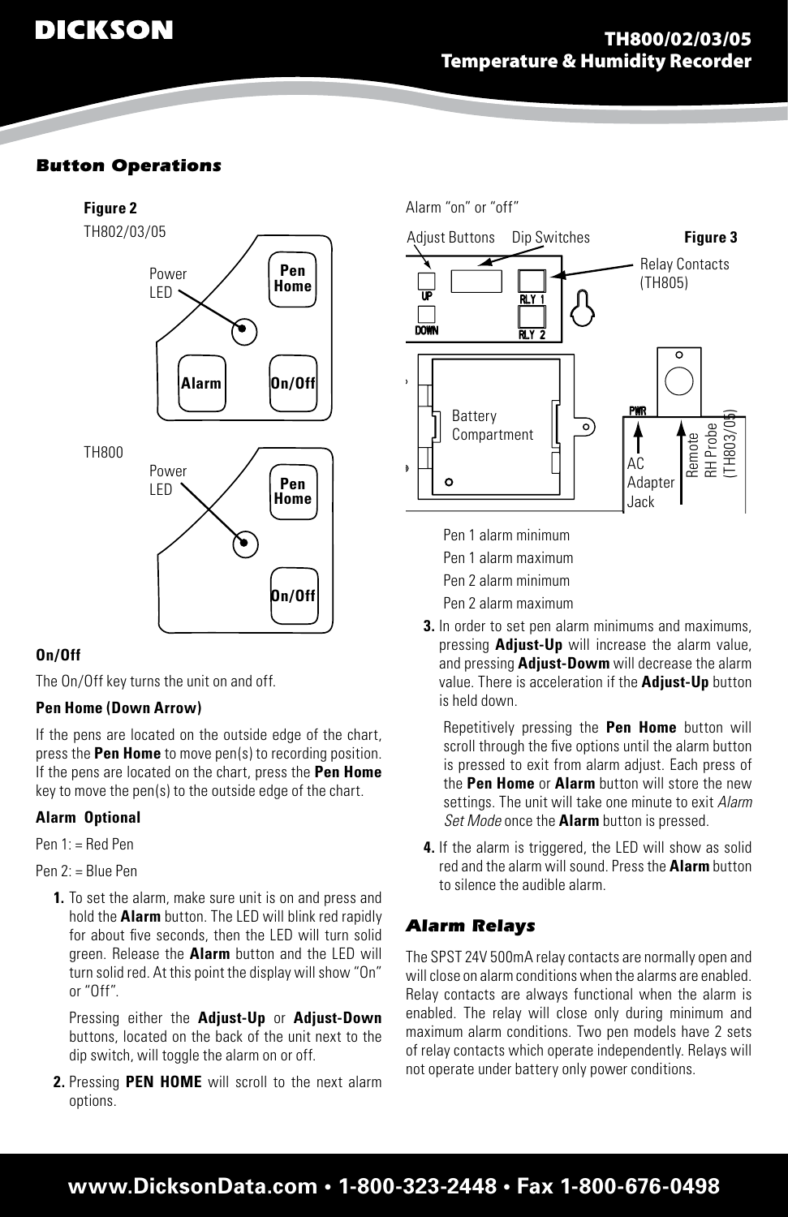## Button Operations

**Figure 2**

TH802/03/05

Power LED

**Pen Home**

**Alarm**

**On/Off**

TH800

Power LED

**Pen Home**

**On/Off**

### On/Off

The On/Off key turns the unit on and off.

### Pen Home (Down Arrow)

If the pens are located on the outside edge of the chart, press the **Pen Home** to move pen(s) to recording position. If the pens are located on the chart, press the **Pen Home** key to move the pen(s) to the outside edge of the chart.

### Alarm Optional

Pen 1: = Red Pen

Pen 2: = Blue Pen

1. To set the alarm, make sure unit is on and press and hold the **Alarm** button. The LED will blink red rapidly for about five seconds, then the LED will turn solid green. Release the **Alarm** button and the LED will turn solid red. At this point the display will show "On" or "Off".

   Pressing either the **Adjust-Up** or **Adjust-Down** buttons, located on the back of the unit next to the dip switch, will toggle the alarm on or off.

2. Pressing **PEN HOME** will scroll to the next alarm options.

   Alarm "on" or "off"

   Adjust Buttons   Dip Switches   **Figure 3**

   Relay Contacts (TH805)

   UP   DOWN   RLY 1   RLY 2

   Battery Compartment

   PWR

   AC Adapter Jack

   Remote RH Probe (TH803/05)

   Pen 1 alarm minimum

   Pen 1 alarm maximum

   Pen 2 alarm minimum

   Pen 2 alarm maximum

3. In order to set pen alarm minimums and maximums, pressing **Adjust-Up** will increase the alarm value, and pressing **Adjust-Dowm** will decrease the alarm value. There is acceleration if the **Adjust-Up** button is held down.

   Repetitively pressing the **Pen Home** button will scroll through the five options until the alarm button is pressed to exit from alarm adjust. Each press of the **Pen Home** or **Alarm** button will store the new settings. The unit will take one minute to exit *Alarm Set Mode* once the **Alarm** button is pressed.

4. If the alarm is triggered, the LED will show as solid red and the alarm will sound. Press the **Alarm** button to silence the audible alarm.

## Alarm Relays

The SPST 24V 500mA relay contacts are normally open and will close on alarm conditions when the alarms are enabled. Relay contacts are always functional when the alarm is enabled. The relay will close only during minimum and maximum alarm conditions. Two pen models have 2 sets of relay contacts which operate independently. Relays will not operate under battery only power conditions.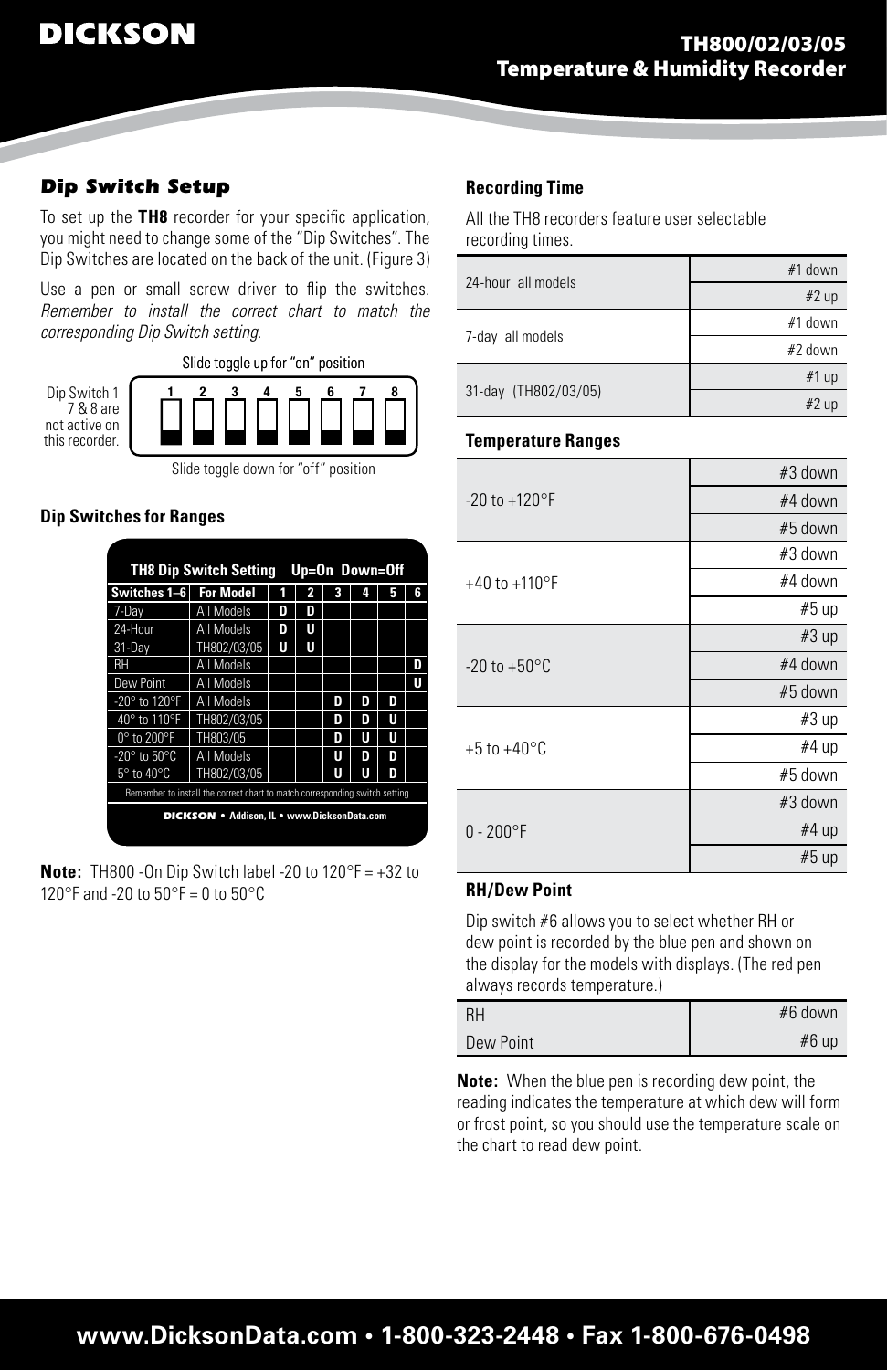## Dip Switch Setup

To set up the **TH8** recorder for your specific application, you might need to change some of the "Dip Switches". The Dip Switches are located on the back of the unit. (Figure 3)

Use a pen or small screw driver to flip the switches. *Remember to install the correct chart to match the corresponding Dip Switch setting.*

Slide toggle up for "on" position

Dip Switch 1 7 & 8 are not active on this recorder.

1 2 3 4 5 6 7 8

Slide toggle down for "off" position

### Dip Switches for Ranges

| TH8 Dip Switch Setting Up=On Down=Off | | | | | | | |
|---|---|---|---|---|---|---|---|
| Switches 1–6 | For Model | 1 | 2 | 3 | 4 | 5 | 6 |
| 7-Day | All Models | D | D | | | | |
| 24-Hour | All Models | D | U | | | | |
| 31-Day | TH802/03/05 | U | U | | | | |
| RH | All Models | | | | | | D |
| Dew Point | All Models | | | | | | U |
| -20° to 120°F | All Models | | | D | D | D | |
| 40° to 110°F | TH802/03/05 | | | D | D | U | |
| 0° to 200°F | TH803/05 | | | D | U | U | |
| -20° to 50°C | All Models | | | U | D | D | |
| 5° to 40°C | TH802/03/05 | | | U | U | D | |

Remember to install the correct chart to match corresponding switch setting

DICKSON • Addison, IL • www.DicksonData.com

**Note:** TH800 -On Dip Switch label -20 to 120°F = +32 to 120°F and -20 to 50°F = 0 to 50°C

### Recording Time

All the TH8 recorders feature user selectable recording times.

| | |
|---|---|
| 24-hour all models | #1 down |
| | #2 up |
| 7-day all models | #1 down |
| | #2 down |
| 31-day (TH802/03/05) | #1 up |
| | #2 up |

### Temperature Ranges

| | |
|---|---|
| -20 to +120°F | #3 down |
| | #4 down |
| | #5 down |
| +40 to +110°F | #3 down |
| | #4 down |
| | #5 up |
| -20 to +50°C | #3 up |
| | #4 down |
| | #5 down |
| +5 to +40°C | #3 up |
| | #4 up |
| | #5 down |
| 0 - 200°F | #3 down |
| | #4 up |
| | #5 up |

### RH/Dew Point

Dip switch #6 allows you to select whether RH or dew point is recorded by the blue pen and shown on the display for the models with displays. (The red pen always records temperature.)

| | |
|---|---|
| RH | #6 down |
| Dew Point | #6 up |

**Note:** When the blue pen is recording dew point, the reading indicates the temperature at which dew will form or frost point, so you should use the temperature scale on the chart to read dew point.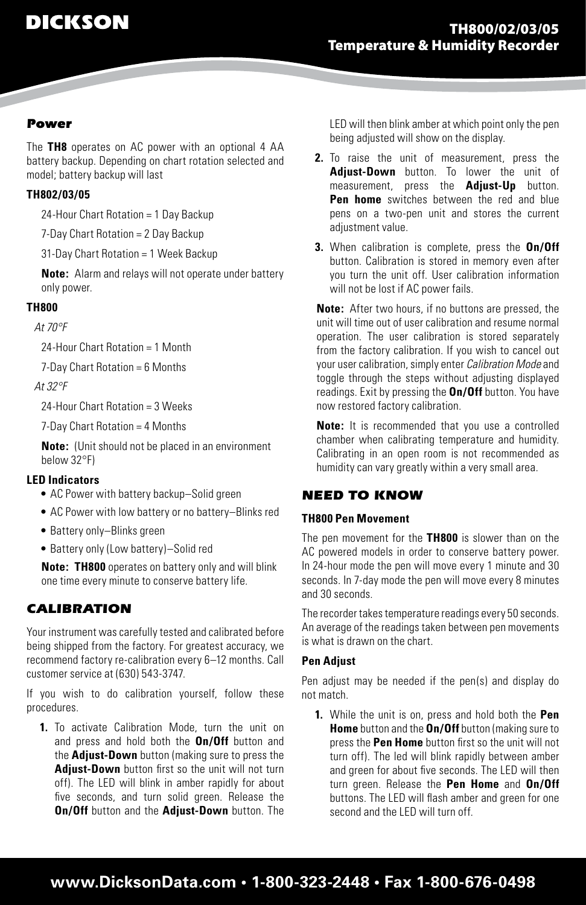## Power

The **TH8** operates on AC power with an optional 4 AA battery backup. Depending on chart rotation selected and model; battery backup will last

**TH802/03/05**

24-Hour Chart Rotation = 1 Day Backup

7-Day Chart Rotation = 2 Day Backup

31-Day Chart Rotation = 1 Week Backup

**Note:** Alarm and relays will not operate under battery only power.

**TH800**

*At 70°F*

24-Hour Chart Rotation = 1 Month

7-Day Chart Rotation = 6 Months

*At 32°F*

24-Hour Chart Rotation = 3 Weeks

7-Day Chart Rotation = 4 Months

**Note:** (Unit should not be placed in an environment below 32°F)

**LED Indicators**

- AC Power with battery backup–Solid green
- AC Power with low battery or no battery–Blinks red
- Battery only–Blinks green
- Battery only (Low battery)–Solid red

**Note: TH800** operates on battery only and will blink one time every minute to conserve battery life.

## CALIBRATION

Your instrument was carefully tested and calibrated before being shipped from the factory. For greatest accuracy, we recommend factory re-calibration every 6–12 months. Call customer service at (630) 543-3747.

If you wish to do calibration yourself, follow these procedures.

1. To activate Calibration Mode, turn the unit on and press and hold both the **On/Off** button and the **Adjust-Down** button (making sure to press the **Adjust-Down** button first so the unit will not turn off). The LED will blink in amber rapidly for about five seconds, and turn solid green. Release the **On/Off** button and the **Adjust-Down** button. The LED will then blink amber at which point only the pen being adjusted will show on the display.
2. To raise the unit of measurement, press the **Adjust-Down** button. To lower the unit of measurement, press the **Adjust-Up** button. **Pen home** switches between the red and blue pens on a two-pen unit and stores the current adjustment value.
3. When calibration is complete, press the **On/Off** button. Calibration is stored in memory even after you turn the unit off. User calibration information will not be lost if AC power fails.

**Note:** After two hours, if no buttons are pressed, the unit will time out of user calibration and resume normal operation. The user calibration is stored separately from the factory calibration. If you wish to cancel out your user calibration, simply enter *Calibration Mode* and toggle through the steps without adjusting displayed readings. Exit by pressing the **On/Off** button. You have now restored factory calibration.

**Note:** It is recommended that you use a controlled chamber when calibrating temperature and humidity. Calibrating in an open room is not recommended as humidity can vary greatly within a very small area.

## NEED TO KNOW

**TH800 Pen Movement**

The pen movement for the **TH800** is slower than on the AC powered models in order to conserve battery power. In 24-hour mode the pen will move every 1 minute and 30 seconds. In 7-day mode the pen will move every 8 minutes and 30 seconds.

The recorder takes temperature readings every 50 seconds. An average of the readings taken between pen movements is what is drawn on the chart.

**Pen Adjust**

Pen adjust may be needed if the pen(s) and display do not match.

1. While the unit is on, press and hold both the **Pen Home** button and the **On/Off** button (making sure to press the **Pen Home** button first so the unit will not turn off). The led will blink rapidly between amber and green for about five seconds. The LED will then turn green. Release the **Pen Home** and **On/Off** buttons. The LED will flash amber and green for one second and the LED will turn off.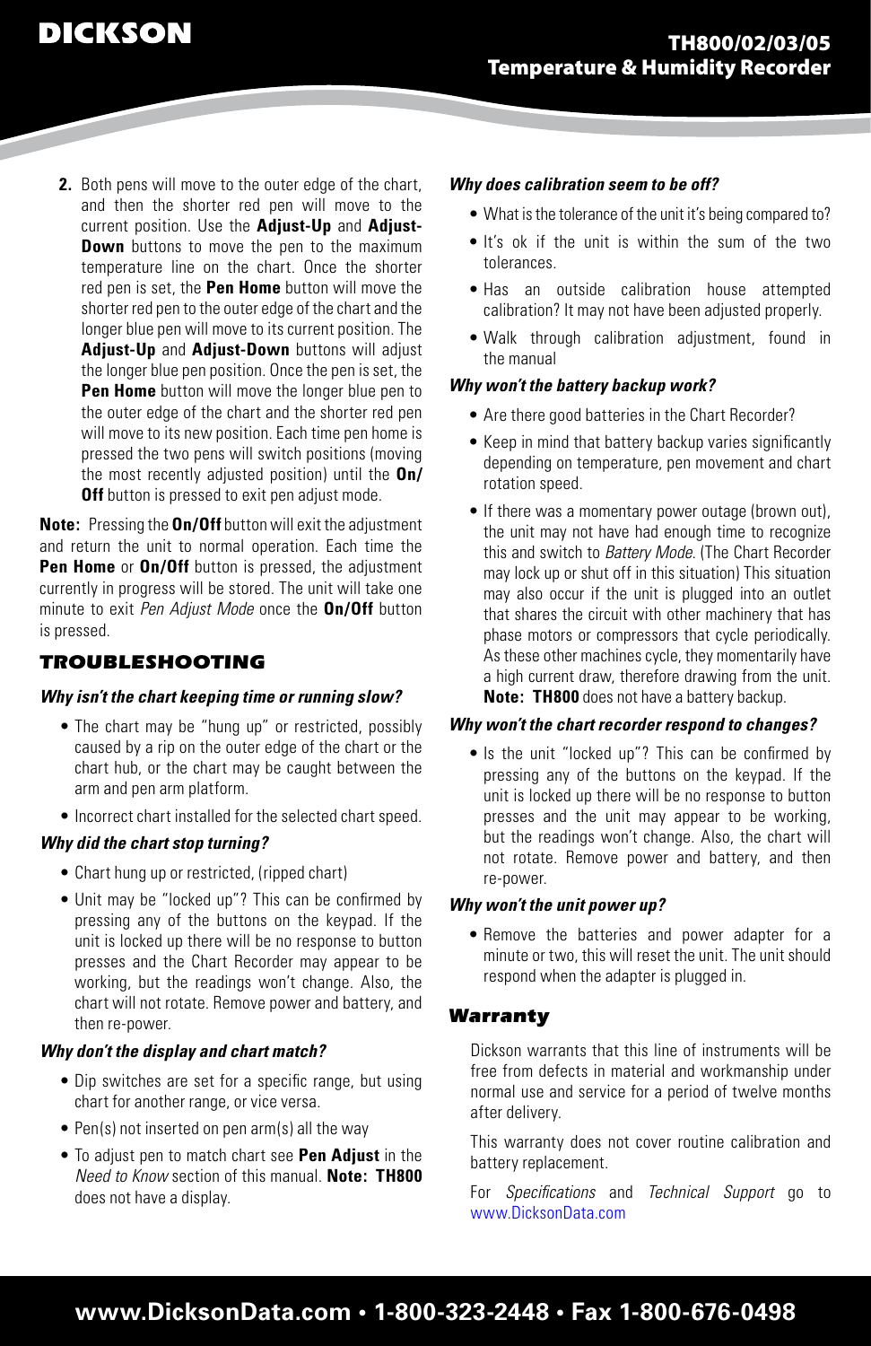2. Both pens will move to the outer edge of the chart, and then the shorter red pen will move to the current position. Use the **Adjust-Up** and **Adjust-Down** buttons to move the pen to the maximum temperature line on the chart. Once the shorter red pen is set, the **Pen Home** button will move the shorter red pen to the outer edge of the chart and the longer blue pen will move to its current position. The **Adjust-Up** and **Adjust-Down** buttons will adjust the longer blue pen position. Once the pen is set, the **Pen Home** button will move the longer blue pen to the outer edge of the chart and the shorter red pen will move to its new position. Each time pen home is pressed the two pens will switch positions (moving the most recently adjusted position) until the **On/Off** button is pressed to exit pen adjust mode.

**Note:** Pressing the **On/Off** button will exit the adjustment and return the unit to normal operation. Each time the **Pen Home** or **On/Off** button is pressed, the adjustment currently in progress will be stored. The unit will take one minute to exit *Pen Adjust Mode* once the **On/Off** button is pressed.

## TROUBLESHOOTING

### *Why isn't the chart keeping time or running slow?*

- The chart may be "hung up" or restricted, possibly caused by a rip on the outer edge of the chart or the chart hub, or the chart may be caught between the arm and pen arm platform.
- Incorrect chart installed for the selected chart speed.

### *Why did the chart stop turning?*

- Chart hung up or restricted, (ripped chart)
- Unit may be "locked up"? This can be confirmed by pressing any of the buttons on the keypad. If the unit is locked up there will be no response to button presses and the Chart Recorder may appear to be working, but the readings won't change. Also, the chart will not rotate. Remove power and battery, and then re-power.

### *Why don't the display and chart match?*

- Dip switches are set for a specific range, but using chart for another range, or vice versa.
- Pen(s) not inserted on pen arm(s) all the way
- To adjust pen to match chart see **Pen Adjust** in the *Need to Know* section of this manual. **Note: TH800** does not have a display.

### *Why does calibration seem to be off?*

- What is the tolerance of the unit it's being compared to?
- It's ok if the unit is within the sum of the two tolerances.
- Has an outside calibration house attempted calibration? It may not have been adjusted properly.
- Walk through calibration adjustment, found in the manual

### *Why won't the battery backup work?*

- Are there good batteries in the Chart Recorder?
- Keep in mind that battery backup varies significantly depending on temperature, pen movement and chart rotation speed.
- If there was a momentary power outage (brown out), the unit may not have had enough time to recognize this and switch to *Battery Mode*. (The Chart Recorder may lock up or shut off in this situation) This situation may also occur if the unit is plugged into an outlet that shares the circuit with other machinery that has phase motors or compressors that cycle periodically. As these other machines cycle, they momentarily have a high current draw, therefore drawing from the unit. **Note: TH800** does not have a battery backup.

### *Why won't the chart recorder respond to changes?*

- Is the unit "locked up"? This can be confirmed by pressing any of the buttons on the keypad. If the unit is locked up there will be no response to button presses and the unit may appear to be working, but the readings won't change. Also, the chart will not rotate. Remove power and battery, and then re-power.

### *Why won't the unit power up?*

- Remove the batteries and power adapter for a minute or two, this will reset the unit. The unit should respond when the adapter is plugged in.

## Warranty

Dickson warrants that this line of instruments will be free from defects in material and workmanship under normal use and service for a period of twelve months after delivery.

This warranty does not cover routine calibration and battery replacement.

For *Specifications* and *Technical Support* go to www.DicksonData.com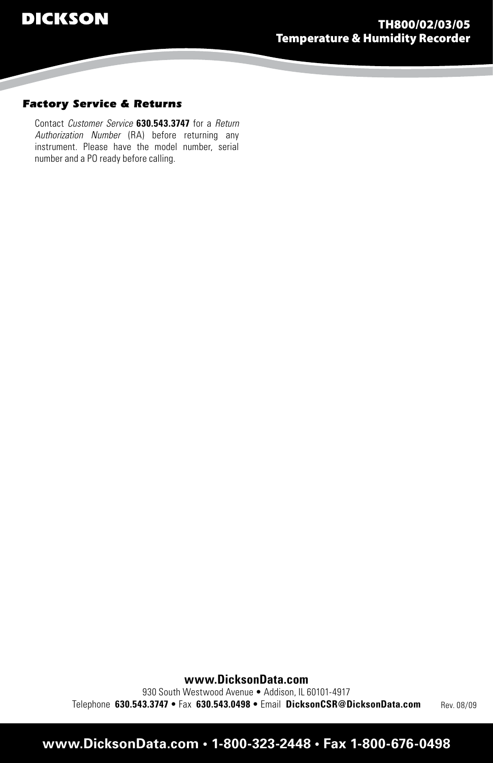## Factory Service & Returns

Contact *Customer Service* **630.543.3747** for a *Return Authorization Number* (RA) before returning any instrument. Please have the model number, serial number and a PO ready before calling.

**www.DicksonData.com**

930 South Westwood Avenue • Addison, IL 60101-4917

Telephone **630.543.3747** • Fax **630.543.0498** • Email **DicksonCSR@DicksonData.com** Rev. 08/09

**www.DicksonData.com • 1-800-323-2448 • Fax 1-800-676-0498**